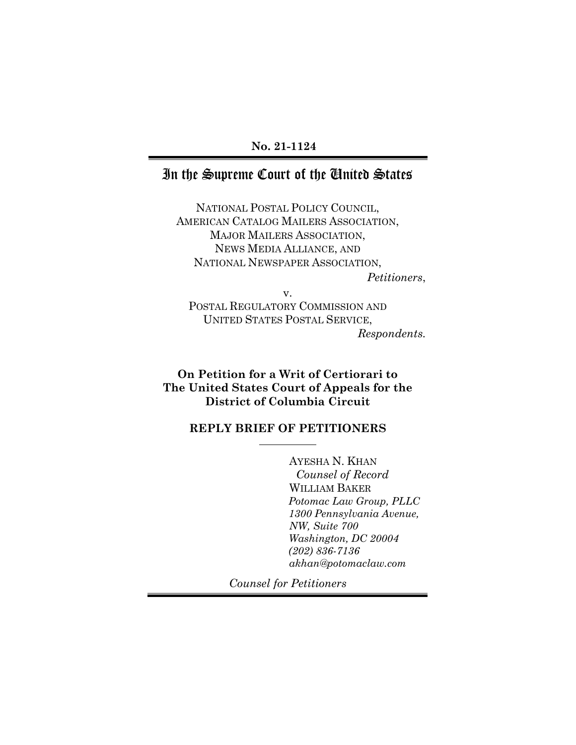**No. 21-1124**

# In the Supreme Court of the United States

NATIONAL POSTAL POLICY COUNCIL,
AMERICAN CATALOG MAILERS ASSOCIATION,
MAJOR MAILERS ASSOCIATION,
NEWS MEDIA ALLIANCE, AND
NATIONAL NEWSPAPER ASSOCIATION,

*Petitioners*,

v.

POSTAL REGULATORY COMMISSION AND
UNITED STATES POSTAL SERVICE,

*Respondents.*

**On Petition for a Writ of Certiorari to The United States Court of Appeals for the District of Columbia Circuit**

**REPLY BRIEF OF PETITIONERS**

AYESHA N. KHAN
*Counsel of Record*
WILLIAM BAKER
*Potomac Law Group, PLLC*
*1300 Pennsylvania Avenue, NW, Suite 700*
*Washington, DC 20004*
*(202) 836-7136*
*akhan@potomaclaw.com*

*Counsel for Petitioners*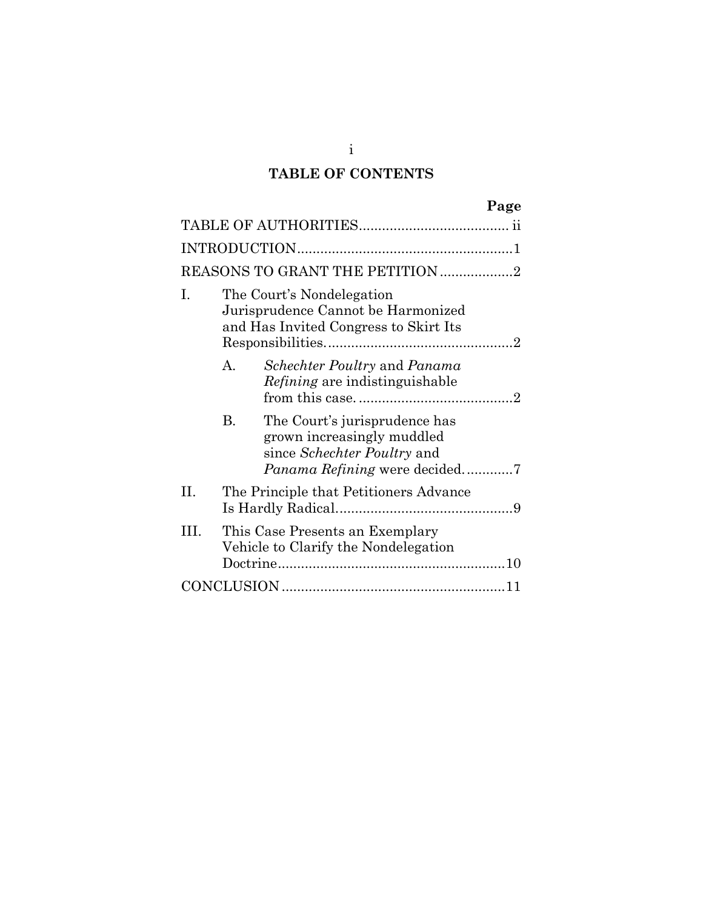# TABLE OF CONTENTS

| | Page |
|---|---|
| TABLE OF AUTHORITIES | ii |
| INTRODUCTION | 1 |
| REASONS TO GRANT THE PETITION | 2 |
| I. The Court's Nondelegation Jurisprudence Cannot be Harmonized and Has Invited Congress to Skirt Its Responsibilities. | 2 |
| A. *Schechter Poultry* and *Panama Refining* are indistinguishable from this case. | 2 |
| B. The Court's jurisprudence has grown increasingly muddled since *Schechter Poultry* and *Panama Refining* were decided. | 7 |
| II. The Principle that Petitioners Advance Is Hardly Radical | 9 |
| III. This Case Presents an Exemplary Vehicle to Clarify the Nondelegation Doctrine | 10 |
| CONCLUSION | 11 |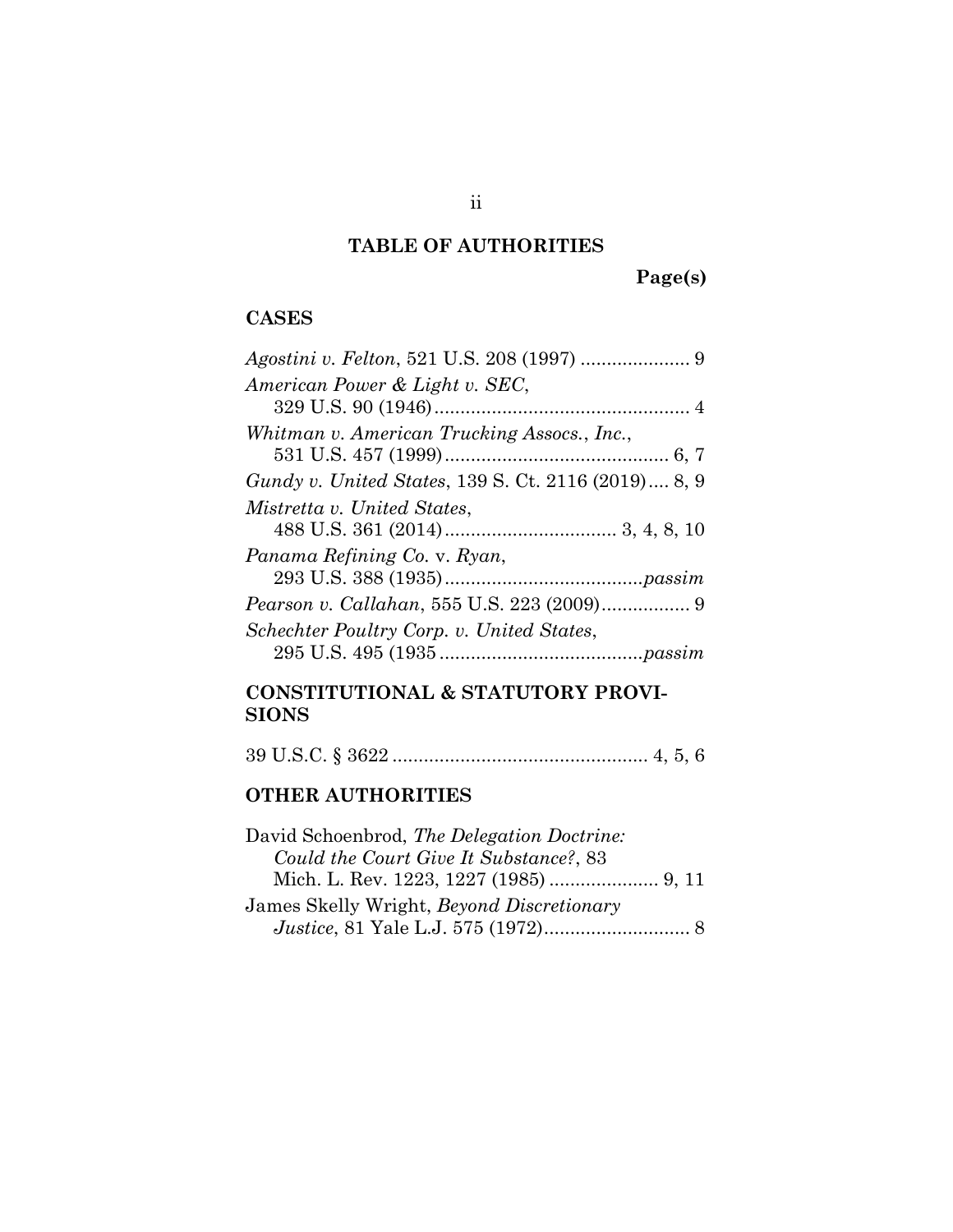## TABLE OF AUTHORITIES

**Page(s)**

### CASES

*Agostini v. Felton*, 521 U.S. 208 (1997) ..................... 9

*American Power & Light v. SEC*, 329 U.S. 90 (1946)................................................. 4

*Whitman v. American Trucking Assocs., Inc.*, 531 U.S. 457 (1999)........................................... 6, 7

*Gundy v. United States*, 139 S. Ct. 2116 (2019).... 8, 9

*Mistretta v. United States*, 488 U.S. 361 (2014)................................. 3, 4, 8, 10

*Panama Refining Co.* v. *Ryan*, 293 U.S. 388 (1935)......................................*passim*

*Pearson v. Callahan*, 555 U.S. 223 (2009)................. 9

*Schechter Poultry Corp. v. United States*, 295 U.S. 495 (1935.......................................*passim*

### CONSTITUTIONAL & STATUTORY PROVISIONS

39 U.S.C. § 3622 ................................................. 4, 5, 6

### OTHER AUTHORITIES

David Schoenbrod, *The Delegation Doctrine: Could the Court Give It Substance?*, 83 Mich. L. Rev. 1223, 1227 (1985) ..................... 9, 11

James Skelly Wright, *Beyond Discretionary Justice*, 81 Yale L.J. 575 (1972)............................ 8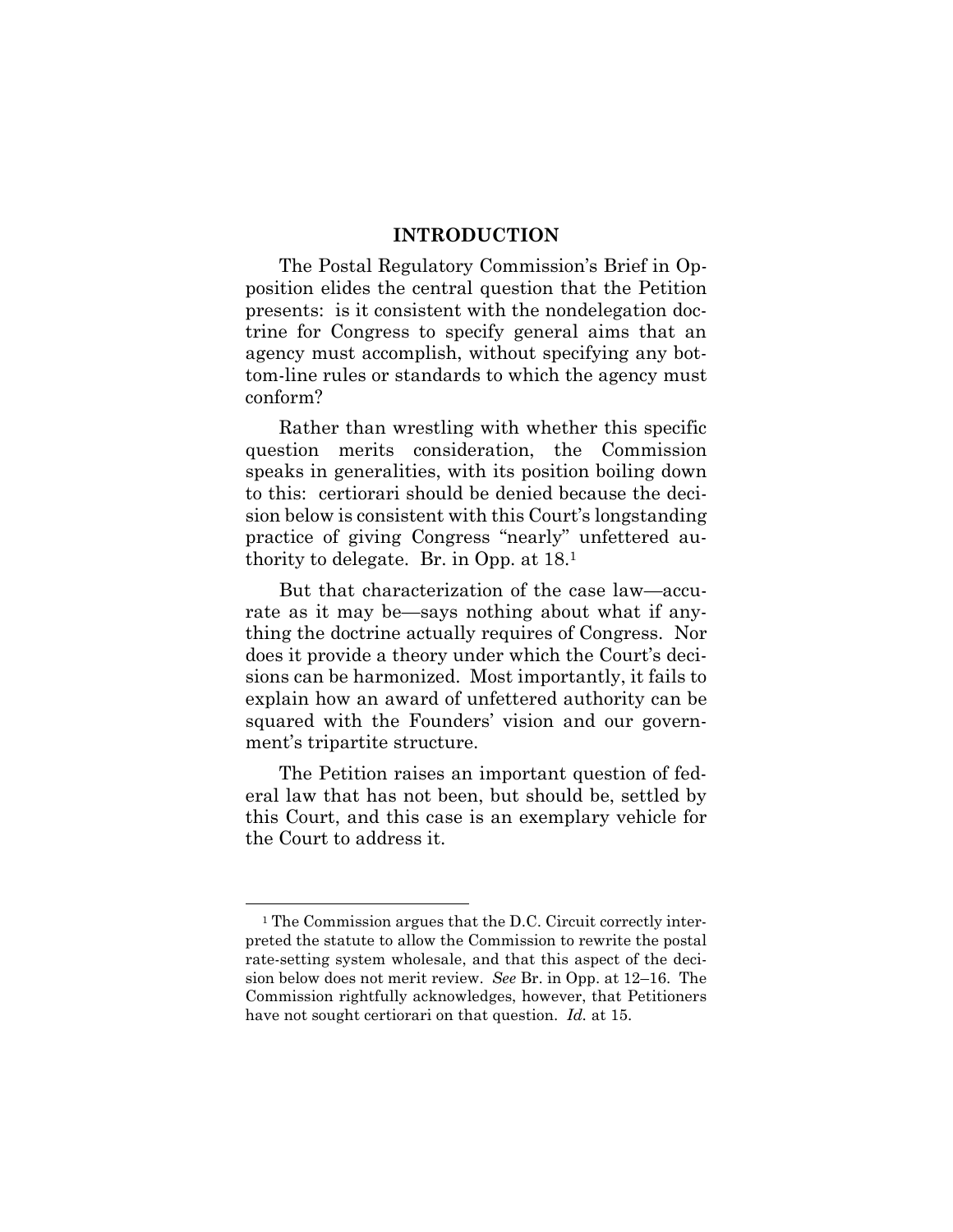## INTRODUCTION

The Postal Regulatory Commission's Brief in Opposition elides the central question that the Petition presents: is it consistent with the nondelegation doctrine for Congress to specify general aims that an agency must accomplish, without specifying any bottom-line rules or standards to which the agency must conform?

Rather than wrestling with whether this specific question merits consideration, the Commission speaks in generalities, with its position boiling down to this: certiorari should be denied because the decision below is consistent with this Court's longstanding practice of giving Congress "nearly" unfettered authority to delegate. Br. in Opp. at 18.[1]

But that characterization of the case law—accurate as it may be—says nothing about what if anything the doctrine actually requires of Congress. Nor does it provide a theory under which the Court's decisions can be harmonized. Most importantly, it fails to explain how an award of unfettered authority can be squared with the Founders' vision and our government's tripartite structure.

The Petition raises an important question of federal law that has not been, but should be, settled by this Court, and this case is an exemplary vehicle for the Court to address it.

---

[1] The Commission argues that the D.C. Circuit correctly interpreted the statute to allow the Commission to rewrite the postal rate-setting system wholesale, and that this aspect of the decision below does not merit review. *See* Br. in Opp. at 12–16. The Commission rightfully acknowledges, however, that Petitioners have not sought certiorari on that question. *Id.* at 15.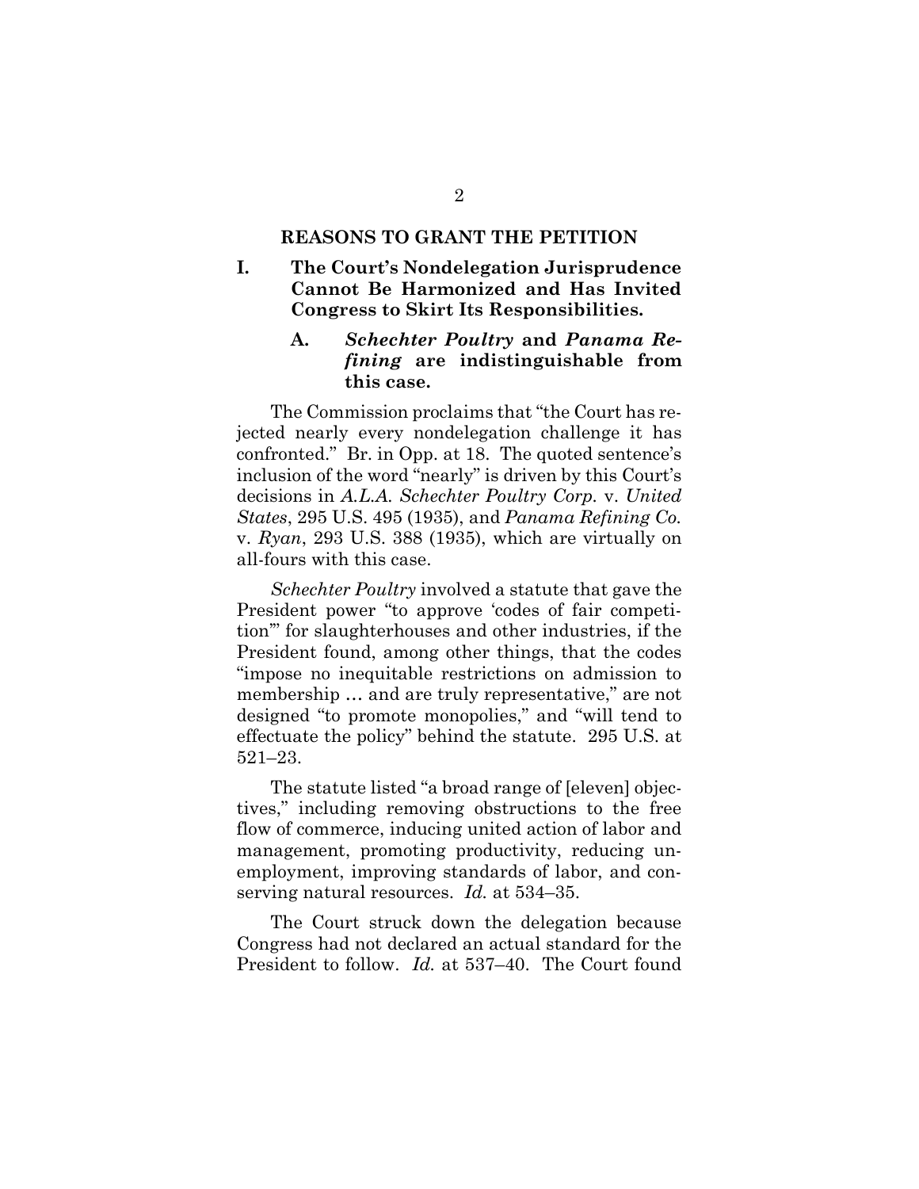## REASONS TO GRANT THE PETITION

### I. The Court's Nondelegation Jurisprudence Cannot Be Harmonized and Has Invited Congress to Skirt Its Responsibilities.

#### A. *Schechter Poultry* and *Panama Refining* are indistinguishable from this case.

The Commission proclaims that "the Court has rejected nearly every nondelegation challenge it has confronted." Br. in Opp. at 18. The quoted sentence's inclusion of the word "nearly" is driven by this Court's decisions in *A.L.A. Schechter Poultry Corp.* v. *United States*, 295 U.S. 495 (1935), and *Panama Refining Co.* v. *Ryan*, 293 U.S. 388 (1935), which are virtually on all-fours with this case.

*Schechter Poultry* involved a statute that gave the President power "to approve 'codes of fair competition'" for slaughterhouses and other industries, if the President found, among other things, that the codes "impose no inequitable restrictions on admission to membership … and are truly representative," are not designed "to promote monopolies," and "will tend to effectuate the policy" behind the statute. 295 U.S. at 521–23.

The statute listed "a broad range of [eleven] objectives," including removing obstructions to the free flow of commerce, inducing united action of labor and management, promoting productivity, reducing unemployment, improving standards of labor, and conserving natural resources. *Id.* at 534–35.

The Court struck down the delegation because Congress had not declared an actual standard for the President to follow. *Id.* at 537–40. The Court found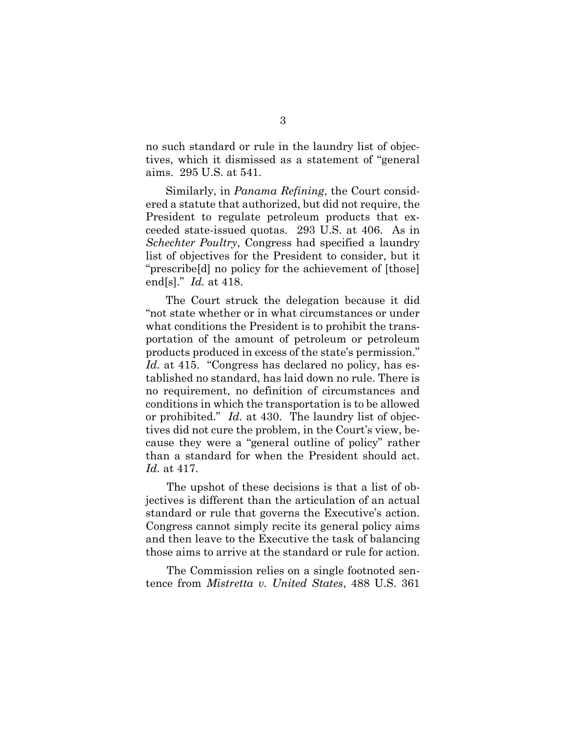no such standard or rule in the laundry list of objectives, which it dismissed as a statement of "general aims. 295 U.S. at 541.

Similarly, in *Panama Refining*, the Court considered a statute that authorized, but did not require, the President to regulate petroleum products that exceeded state-issued quotas. 293 U.S. at 406. As in *Schechter Poultry*, Congress had specified a laundry list of objectives for the President to consider, but it "prescribe[d] no policy for the achievement of [those] end[s]." *Id.* at 418.

The Court struck the delegation because it did "not state whether or in what circumstances or under what conditions the President is to prohibit the transportation of the amount of petroleum or petroleum products produced in excess of the state's permission." *Id.* at 415. "Congress has declared no policy, has established no standard, has laid down no rule. There is no requirement, no definition of circumstances and conditions in which the transportation is to be allowed or prohibited." *Id.* at 430. The laundry list of objectives did not cure the problem, in the Court's view, because they were a "general outline of policy" rather than a standard for when the President should act. *Id.* at 417.

The upshot of these decisions is that a list of objectives is different than the articulation of an actual standard or rule that governs the Executive's action. Congress cannot simply recite its general policy aims and then leave to the Executive the task of balancing those aims to arrive at the standard or rule for action.

The Commission relies on a single footnoted sentence from *Mistretta v. United States*, 488 U.S. 361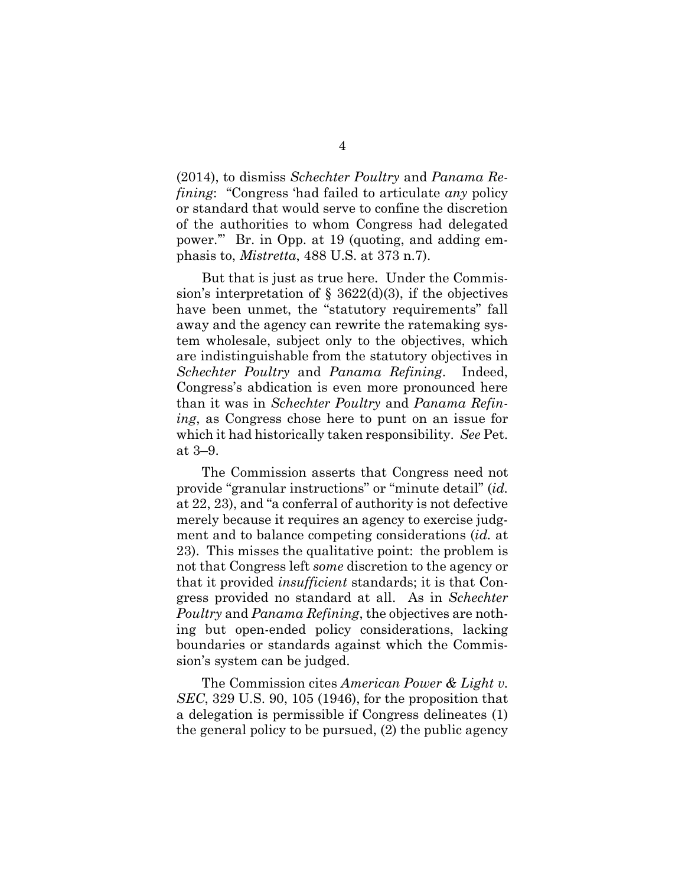(2014), to dismiss *Schechter Poultry* and *Panama Refining*: "Congress 'had failed to articulate *any* policy or standard that would serve to confine the discretion of the authorities to whom Congress had delegated power.'" Br. in Opp. at 19 (quoting, and adding emphasis to, *Mistretta*, 488 U.S. at 373 n.7).

But that is just as true here. Under the Commission's interpretation of § 3622(d)(3), if the objectives have been unmet, the "statutory requirements" fall away and the agency can rewrite the ratemaking system wholesale, subject only to the objectives, which are indistinguishable from the statutory objectives in *Schechter Poultry* and *Panama Refining*. Indeed, Congress's abdication is even more pronounced here than it was in *Schechter Poultry* and *Panama Refining*, as Congress chose here to punt on an issue for which it had historically taken responsibility. *See* Pet. at 3–9.

The Commission asserts that Congress need not provide "granular instructions" or "minute detail" (*id.* at 22, 23), and "a conferral of authority is not defective merely because it requires an agency to exercise judgment and to balance competing considerations (*id.* at 23). This misses the qualitative point: the problem is not that Congress left *some* discretion to the agency or that it provided *insufficient* standards; it is that Congress provided no standard at all. As in *Schechter Poultry* and *Panama Refining*, the objectives are nothing but open-ended policy considerations, lacking boundaries or standards against which the Commission's system can be judged.

The Commission cites *American Power & Light v. SEC*, 329 U.S. 90, 105 (1946), for the proposition that a delegation is permissible if Congress delineates (1) the general policy to be pursued, (2) the public agency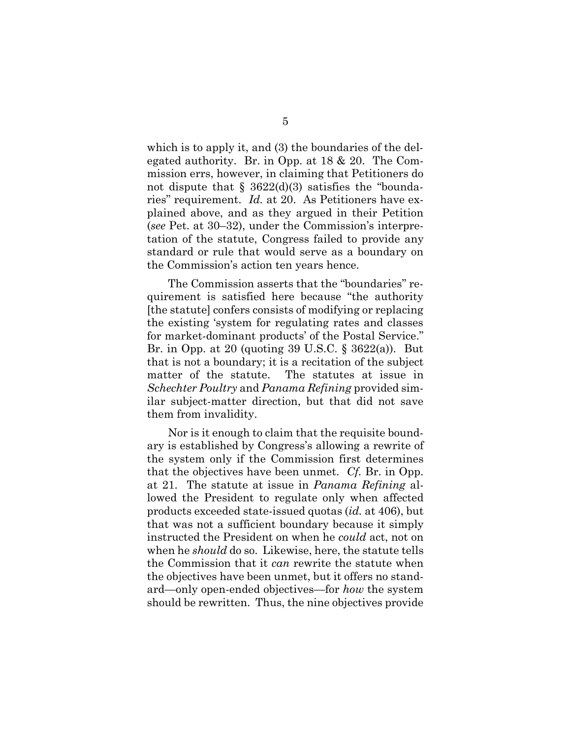which is to apply it, and (3) the boundaries of the delegated authority. Br. in Opp. at 18 & 20. The Commission errs, however, in claiming that Petitioners do not dispute that § 3622(d)(3) satisfies the "boundaries" requirement. *Id.* at 20. As Petitioners have explained above, and as they argued in their Petition (*see* Pet. at 30–32), under the Commission's interpretation of the statute, Congress failed to provide any standard or rule that would serve as a boundary on the Commission's action ten years hence.

The Commission asserts that the "boundaries" requirement is satisfied here because "the authority [the statute] confers consists of modifying or replacing the existing 'system for regulating rates and classes for market-dominant products' of the Postal Service." Br. in Opp. at 20 (quoting 39 U.S.C. § 3622(a)). But that is not a boundary; it is a recitation of the subject matter of the statute. The statutes at issue in *Schechter Poultry* and *Panama Refining* provided similar subject-matter direction, but that did not save them from invalidity.

Nor is it enough to claim that the requisite boundary is established by Congress's allowing a rewrite of the system only if the Commission first determines that the objectives have been unmet. *Cf.* Br. in Opp. at 21. The statute at issue in *Panama Refining* allowed the President to regulate only when affected products exceeded state-issued quotas (*id.* at 406), but that was not a sufficient boundary because it simply instructed the President on when he *could* act, not on when he *should* do so. Likewise, here, the statute tells the Commission that it *can* rewrite the statute when the objectives have been unmet, but it offers no standard—only open-ended objectives—for *how* the system should be rewritten. Thus, the nine objectives provide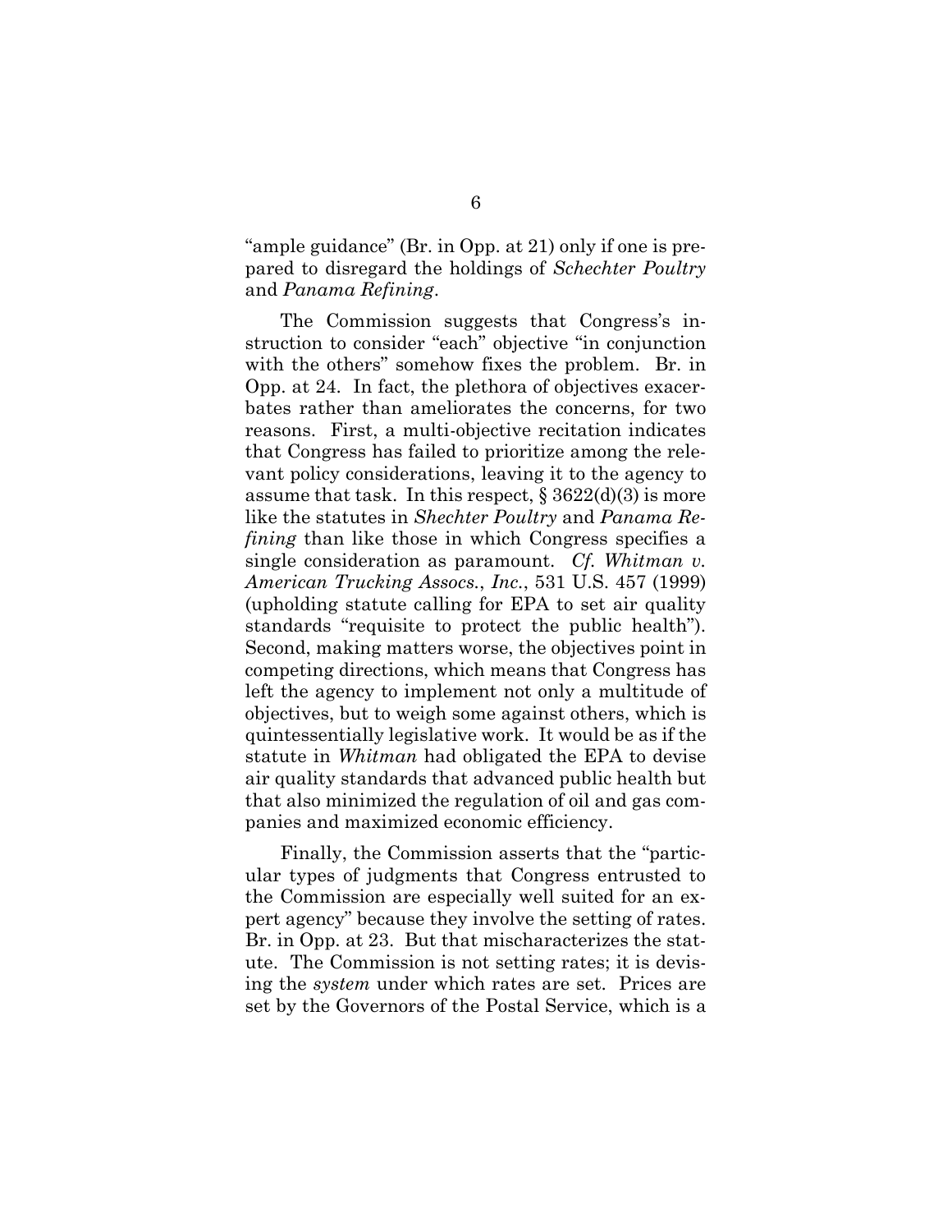"ample guidance" (Br. in Opp. at 21) only if one is prepared to disregard the holdings of *Schechter Poultry* and *Panama Refining*.

The Commission suggests that Congress's instruction to consider "each" objective "in conjunction with the others" somehow fixes the problem. Br. in Opp. at 24. In fact, the plethora of objectives exacerbates rather than ameliorates the concerns, for two reasons. First, a multi-objective recitation indicates that Congress has failed to prioritize among the relevant policy considerations, leaving it to the agency to assume that task. In this respect, § 3622(d)(3) is more like the statutes in *Shechter Poultry* and *Panama Refining* than like those in which Congress specifies a single consideration as paramount. *Cf. Whitman v. American Trucking Assocs., Inc.*, 531 U.S. 457 (1999) (upholding statute calling for EPA to set air quality standards "requisite to protect the public health"). Second, making matters worse, the objectives point in competing directions, which means that Congress has left the agency to implement not only a multitude of objectives, but to weigh some against others, which is quintessentially legislative work. It would be as if the statute in *Whitman* had obligated the EPA to devise air quality standards that advanced public health but that also minimized the regulation of oil and gas companies and maximized economic efficiency.

Finally, the Commission asserts that the "particular types of judgments that Congress entrusted to the Commission are especially well suited for an expert agency" because they involve the setting of rates. Br. in Opp. at 23. But that mischaracterizes the statute. The Commission is not setting rates; it is devising the *system* under which rates are set. Prices are set by the Governors of the Postal Service, which is a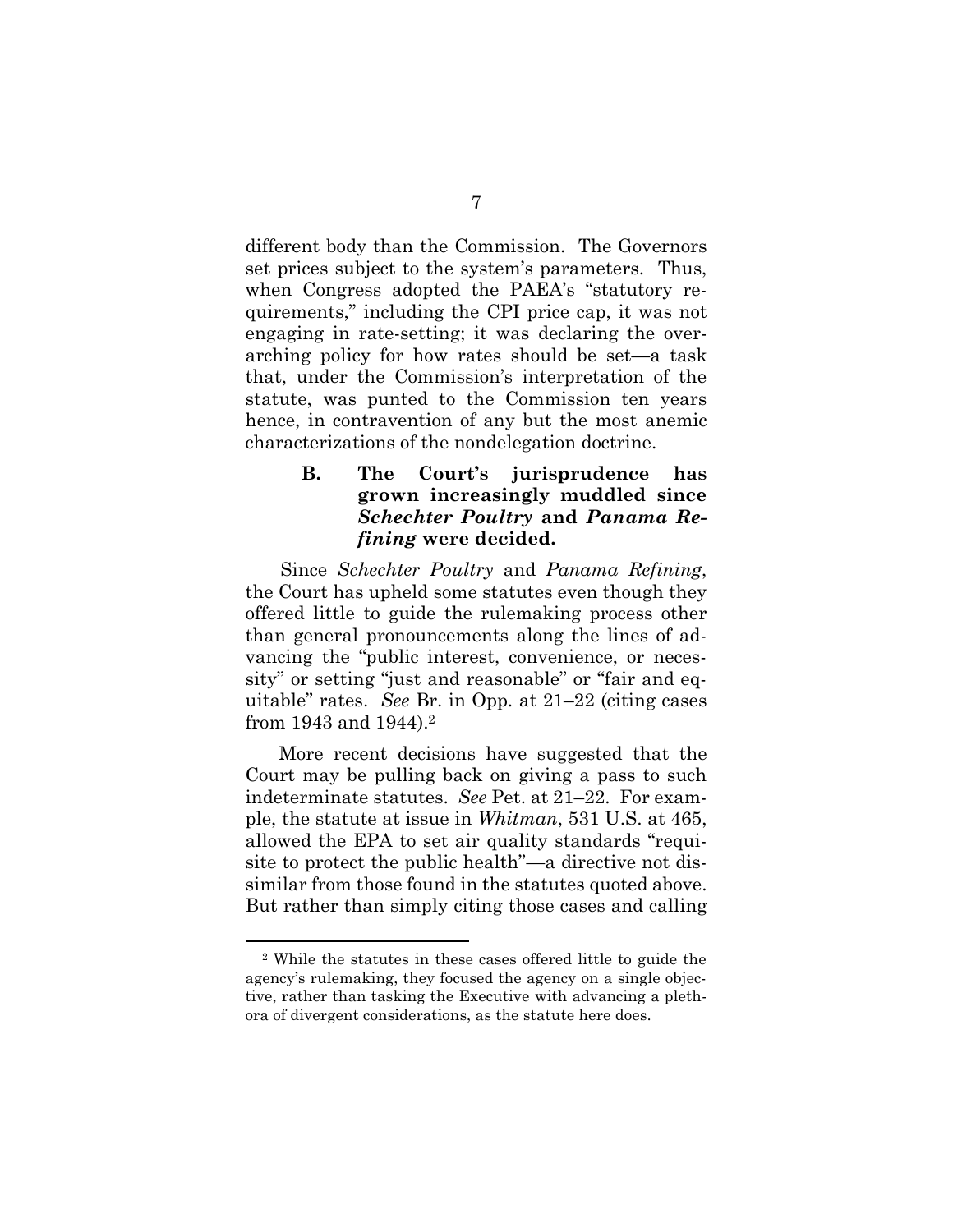different body than the Commission. The Governors set prices subject to the system's parameters. Thus, when Congress adopted the PAEA's "statutory requirements," including the CPI price cap, it was not engaging in rate-setting; it was declaring the overarching policy for how rates should be set—a task that, under the Commission's interpretation of the statute, was punted to the Commission ten years hence, in contravention of any but the most anemic characterizations of the nondelegation doctrine.

### B. The Court's jurisprudence has grown increasingly muddled since *Schechter Poultry* and *Panama Refining* were decided.

Since *Schechter Poultry* and *Panama Refining*, the Court has upheld some statutes even though they offered little to guide the rulemaking process other than general pronouncements along the lines of advancing the "public interest, convenience, or necessity" or setting "just and reasonable" or "fair and equitable" rates. *See* Br. in Opp. at 21–22 (citing cases from 1943 and 1944).[2]

More recent decisions have suggested that the Court may be pulling back on giving a pass to such indeterminate statutes. *See* Pet. at 21–22. For example, the statute at issue in *Whitman*, 531 U.S. at 465, allowed the EPA to set air quality standards "requisite to protect the public health"—a directive not dissimilar from those found in the statutes quoted above. But rather than simply citing those cases and calling

---

[2] While the statutes in these cases offered little to guide the agency's rulemaking, they focused the agency on a single objective, rather than tasking the Executive with advancing a plethora of divergent considerations, as the statute here does.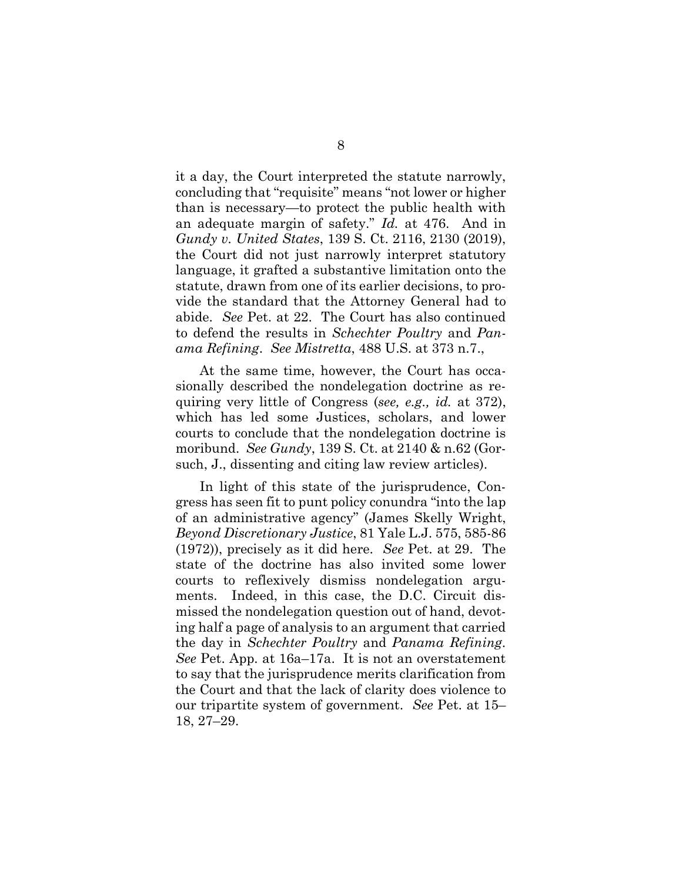it a day, the Court interpreted the statute narrowly, concluding that "requisite" means "not lower or higher than is necessary—to protect the public health with an adequate margin of safety." *Id.* at 476. And in *Gundy v. United States*, 139 S. Ct. 2116, 2130 (2019), the Court did not just narrowly interpret statutory language, it grafted a substantive limitation onto the statute, drawn from one of its earlier decisions, to provide the standard that the Attorney General had to abide. *See* Pet. at 22. The Court has also continued to defend the results in *Schechter Poultry* and *Panama Refining*. *See Mistretta*, 488 U.S. at 373 n.7.,

At the same time, however, the Court has occasionally described the nondelegation doctrine as requiring very little of Congress (*see, e.g., id.* at 372), which has led some Justices, scholars, and lower courts to conclude that the nondelegation doctrine is moribund. *See Gundy*, 139 S. Ct. at 2140 & n.62 (Gorsuch, J., dissenting and citing law review articles).

In light of this state of the jurisprudence, Congress has seen fit to punt policy conundra "into the lap of an administrative agency" (James Skelly Wright, *Beyond Discretionary Justice*, 81 Yale L.J. 575, 585-86 (1972)), precisely as it did here. *See* Pet. at 29. The state of the doctrine has also invited some lower courts to reflexively dismiss nondelegation arguments. Indeed, in this case, the D.C. Circuit dismissed the nondelegation question out of hand, devoting half a page of analysis to an argument that carried the day in *Schechter Poultry* and *Panama Refining*. *See* Pet. App. at 16a–17a. It is not an overstatement to say that the jurisprudence merits clarification from the Court and that the lack of clarity does violence to our tripartite system of government. *See* Pet. at 15–18, 27–29.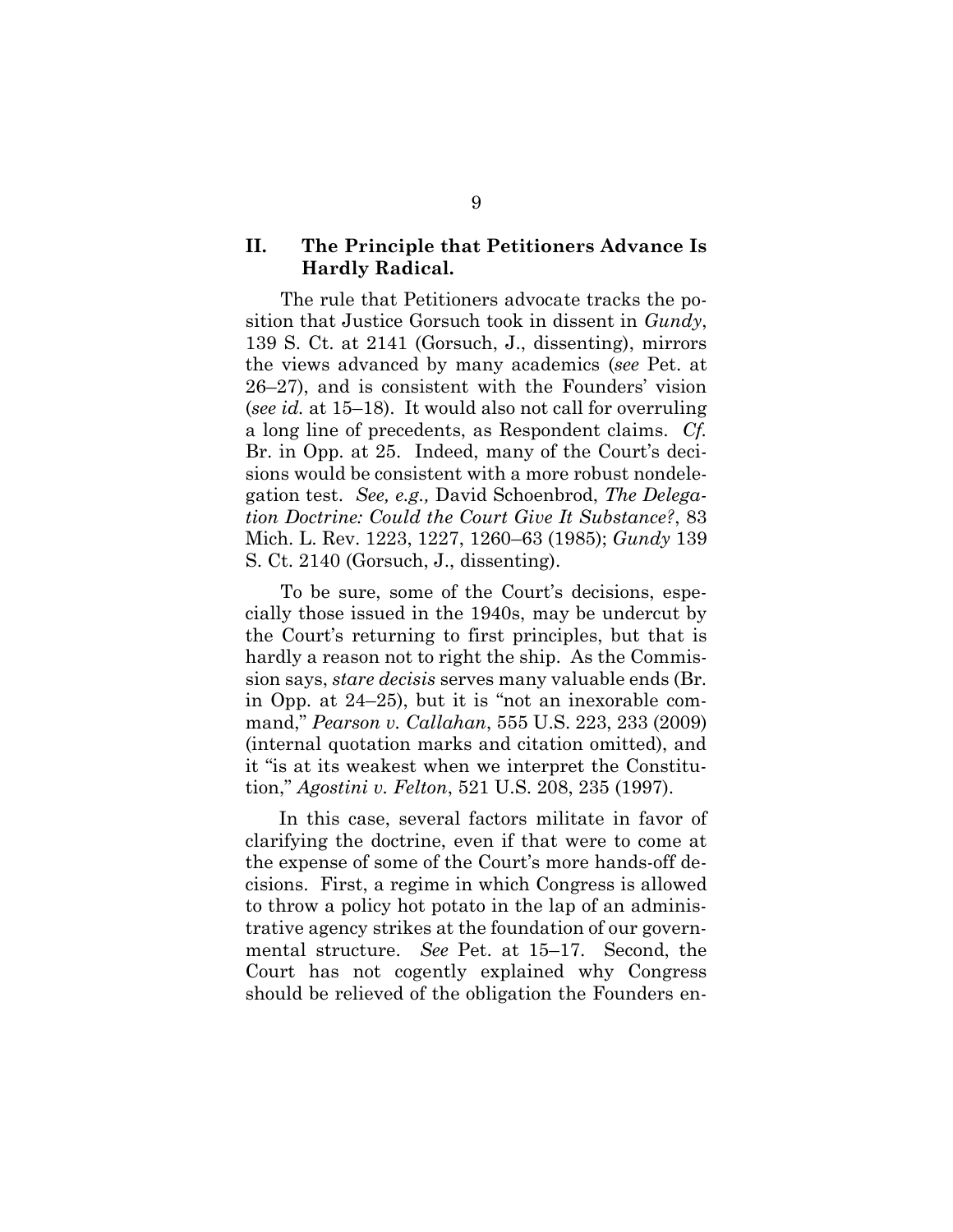## II. The Principle that Petitioners Advance Is Hardly Radical.

The rule that Petitioners advocate tracks the position that Justice Gorsuch took in dissent in *Gundy*, 139 S. Ct. at 2141 (Gorsuch, J., dissenting), mirrors the views advanced by many academics (*see* Pet. at 26–27), and is consistent with the Founders' vision (*see id.* at 15–18). It would also not call for overruling a long line of precedents, as Respondent claims. *Cf.* Br. in Opp. at 25. Indeed, many of the Court's decisions would be consistent with a more robust nondelegation test. *See, e.g.,* David Schoenbrod, *The Delegation Doctrine: Could the Court Give It Substance?*, 83 Mich. L. Rev. 1223, 1227, 1260–63 (1985); *Gundy* 139 S. Ct. 2140 (Gorsuch, J., dissenting).

To be sure, some of the Court's decisions, especially those issued in the 1940s, may be undercut by the Court's returning to first principles, but that is hardly a reason not to right the ship. As the Commission says, *stare decisis* serves many valuable ends (Br. in Opp. at 24–25), but it is "not an inexorable command," *Pearson v. Callahan*, 555 U.S. 223, 233 (2009) (internal quotation marks and citation omitted), and it "is at its weakest when we interpret the Constitution," *Agostini v. Felton*, 521 U.S. 208, 235 (1997).

In this case, several factors militate in favor of clarifying the doctrine, even if that were to come at the expense of some of the Court's more hands-off decisions. First, a regime in which Congress is allowed to throw a policy hot potato in the lap of an administrative agency strikes at the foundation of our governmental structure. *See* Pet. at 15–17. Second, the Court has not cogently explained why Congress should be relieved of the obligation the Founders en-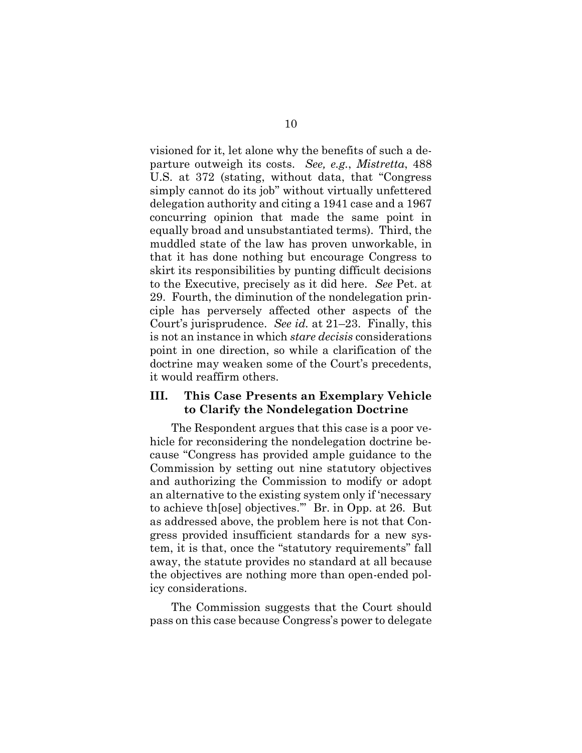visioned for it, let alone why the benefits of such a departure outweigh its costs. *See, e.g.*, *Mistretta*, 488 U.S. at 372 (stating, without data, that "Congress simply cannot do its job" without virtually unfettered delegation authority and citing a 1941 case and a 1967 concurring opinion that made the same point in equally broad and unsubstantiated terms). Third, the muddled state of the law has proven unworkable, in that it has done nothing but encourage Congress to skirt its responsibilities by punting difficult decisions to the Executive, precisely as it did here. *See* Pet. at 29. Fourth, the diminution of the nondelegation principle has perversely affected other aspects of the Court's jurisprudence. *See id.* at 21–23. Finally, this is not an instance in which *stare decisis* considerations point in one direction, so while a clarification of the doctrine may weaken some of the Court's precedents, it would reaffirm others.

## III. This Case Presents an Exemplary Vehicle to Clarify the Nondelegation Doctrine

The Respondent argues that this case is a poor vehicle for reconsidering the nondelegation doctrine because "Congress has provided ample guidance to the Commission by setting out nine statutory objectives and authorizing the Commission to modify or adopt an alternative to the existing system only if 'necessary to achieve th[ose] objectives.'" Br. in Opp. at 26. But as addressed above, the problem here is not that Congress provided insufficient standards for a new system, it is that, once the "statutory requirements" fall away, the statute provides no standard at all because the objectives are nothing more than open-ended policy considerations.

The Commission suggests that the Court should pass on this case because Congress's power to delegate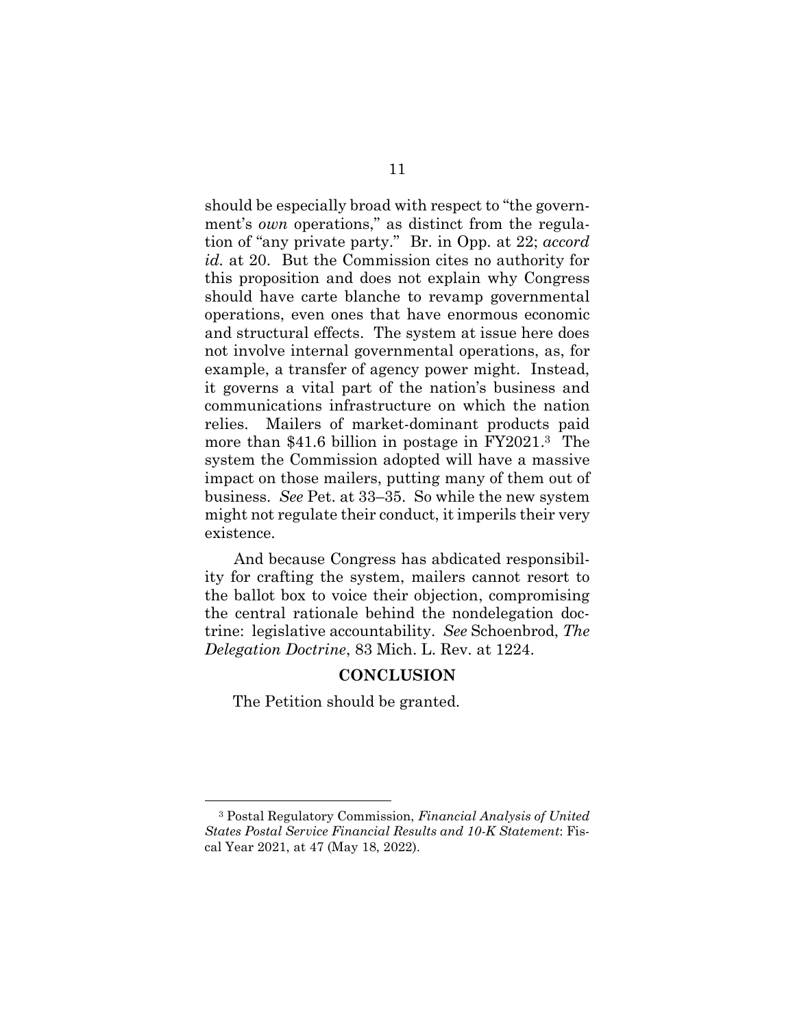should be especially broad with respect to "the government's *own* operations," as distinct from the regulation of "any private party." Br. in Opp. at 22; *accord id.* at 20. But the Commission cites no authority for this proposition and does not explain why Congress should have carte blanche to revamp governmental operations, even ones that have enormous economic and structural effects. The system at issue here does not involve internal governmental operations, as, for example, a transfer of agency power might. Instead, it governs a vital part of the nation's business and communications infrastructure on which the nation relies. Mailers of market-dominant products paid more than $41.6 billion in postage in FY2021.[3] The system the Commission adopted will have a massive impact on those mailers, putting many of them out of business. *See* Pet. at 33–35. So while the new system might not regulate their conduct, it imperils their very existence.

And because Congress has abdicated responsibility for crafting the system, mailers cannot resort to the ballot box to voice their objection, compromising the central rationale behind the nondelegation doctrine: legislative accountability. *See* Schoenbrod, *The Delegation Doctrine*, 83 Mich. L. Rev. at 1224.

## CONCLUSION

The Petition should be granted.

---

[3] Postal Regulatory Commission, *Financial Analysis of United States Postal Service Financial Results and 10-K Statement*: Fiscal Year 2021, at 47 (May 18, 2022).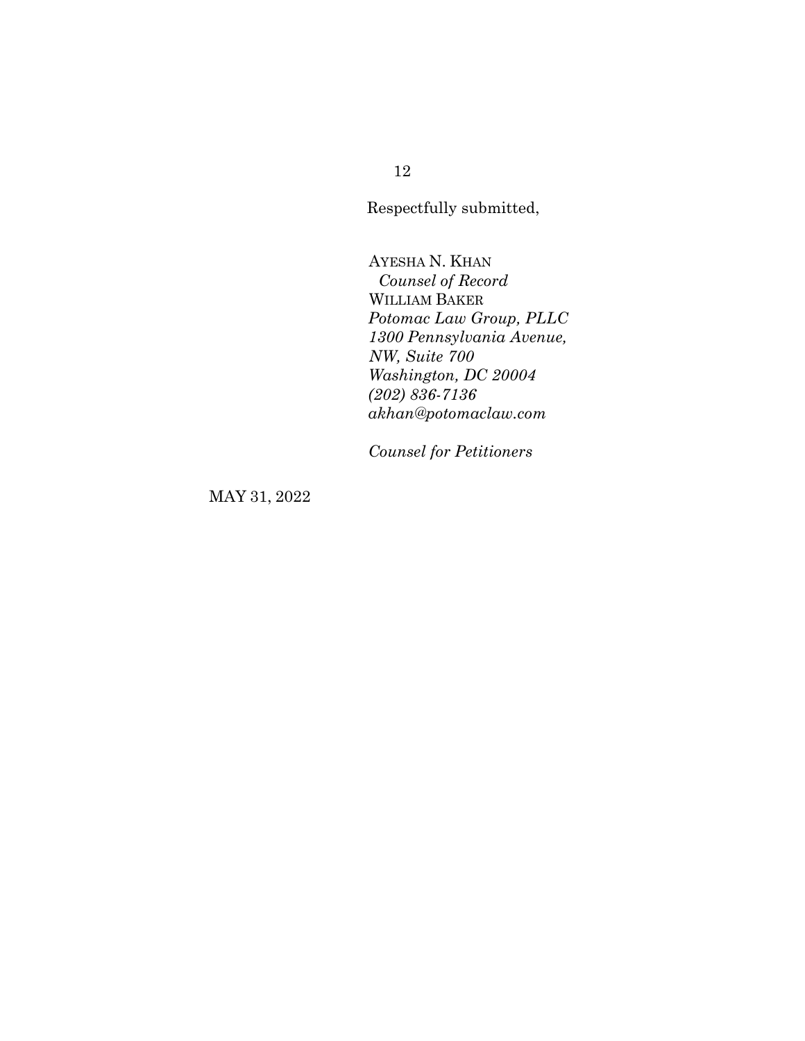Respectfully submitted,

AYESHA N. KHAN
*Counsel of Record*
WILLIAM BAKER
*Potomac Law Group, PLLC*
*1300 Pennsylvania Avenue,*
*NW, Suite 700*
*Washington, DC 20004*
*(202) 836-7136*
*akhan@potomaclaw.com*

*Counsel for Petitioners*

MAY 31, 2022